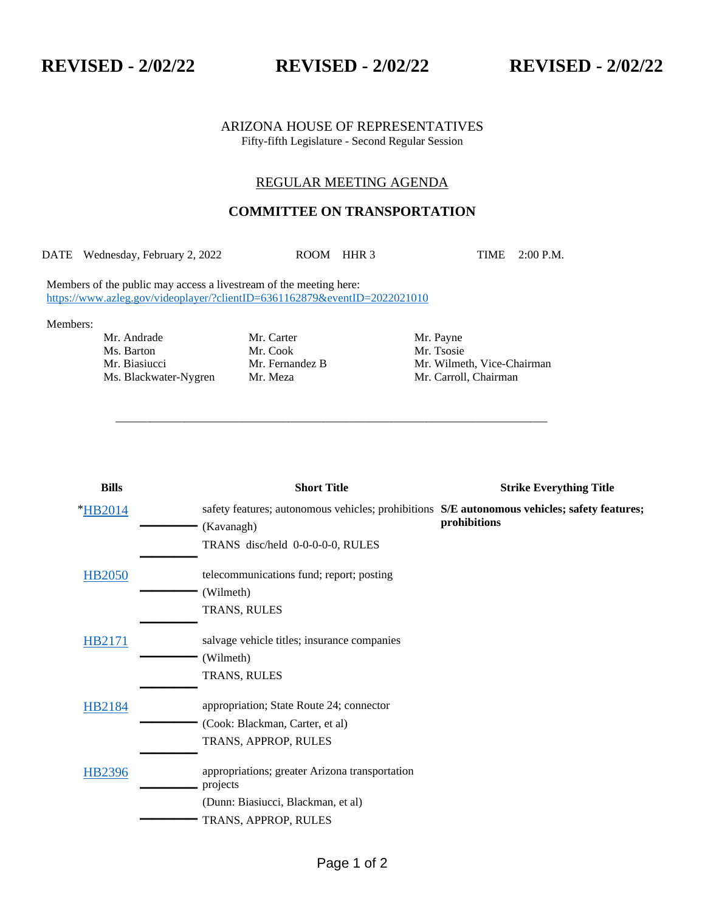**REVISED - 2/02/22 REVISED - 2/02/22 REVISED - 2/02/22**

ARIZONA HOUSE OF REPRESENTATIVES
Fifty-fifth Legislature - Second Regular Session

## REGULAR MEETING AGENDA

## COMMITTEE ON TRANSPORTATION

DATE Wednesday, February 2, 2022 ROOM HHR 3 TIME 2:00 P.M.

Members of the public may access a livestream of the meeting here:
https://www.azleg.gov/videoplayer/?clientID=6361162879&eventID=2022021010

Members:

| | | |
|---|---|---|
| Mr. Andrade | Mr. Carter | Mr. Payne |
| Ms. Barton | Mr. Cook | Mr. Tsosie |
| Mr. Biasiucci | Mr. Fernandez B | Mr. Wilmeth, Vice-Chairman |
| Ms. Blackwater-Nygren | Mr. Meza | Mr. Carroll, Chairman |

---

| Bills | Short Title | Strike Everything Title |
|---|---|---|
| *HB2014 | safety features; autonomous vehicles; prohibitions (Kavanagh) TRANS disc/held 0-0-0-0-0, RULES | **S/E autonomous vehicles; safety features; prohibitions** |
| HB2050 | telecommunications fund; report; posting (Wilmeth) TRANS, RULES | |
| HB2171 | salvage vehicle titles; insurance companies (Wilmeth) TRANS, RULES | |
| HB2184 | appropriation; State Route 24; connector (Cook: Blackman, Carter, et al) TRANS, APPROP, RULES | |
| HB2396 | appropriations; greater Arizona transportation projects (Dunn: Biasiucci, Blackman, et al) TRANS, APPROP, RULES | |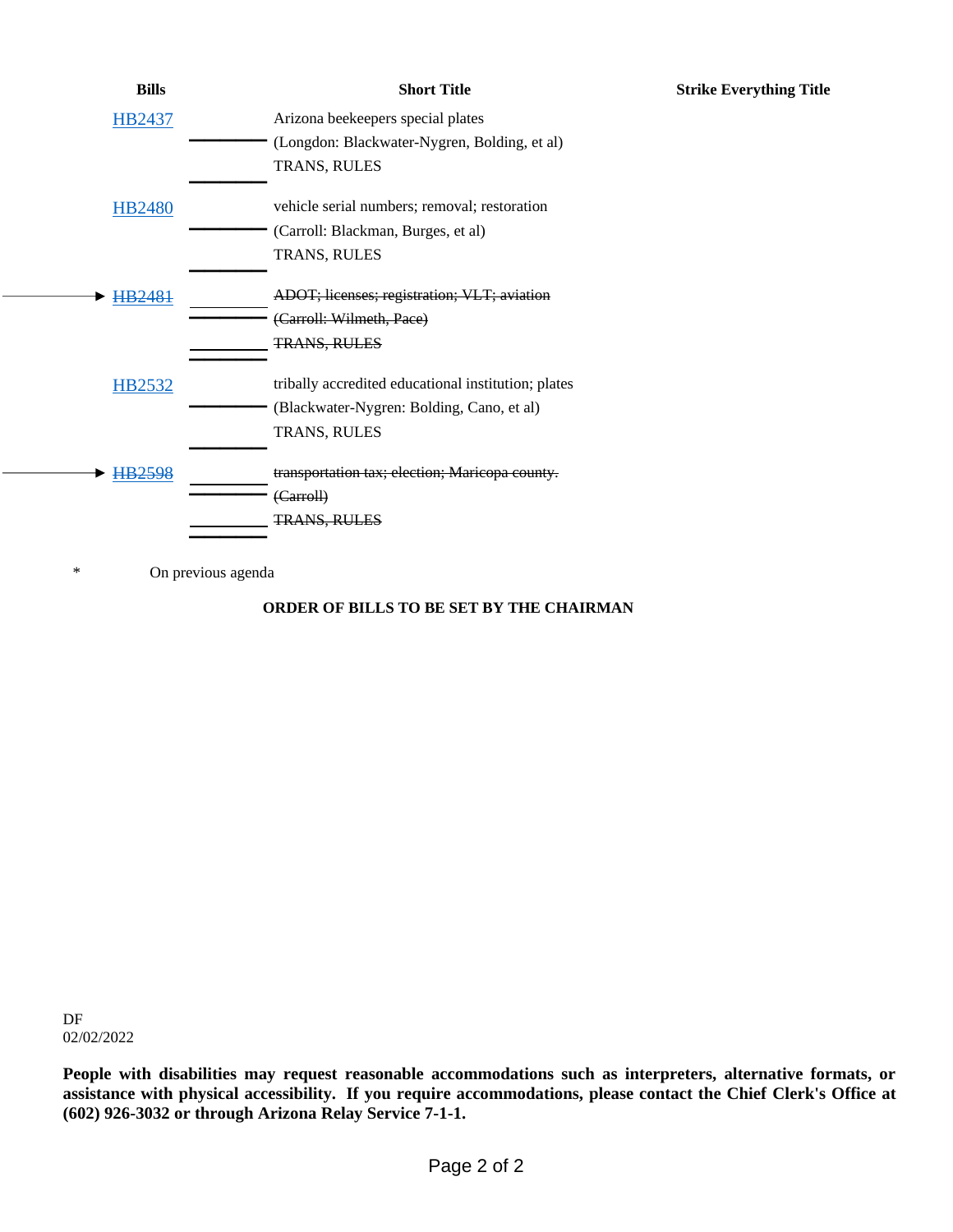| Bills | Short Title | Strike Everything Title |
|---|---|---|
| HB2437 | Arizona beekeepers special plates (Longdon: Blackwater-Nygren, Bolding, et al) TRANS, RULES | |
| HB2480 | vehicle serial numbers; removal; restoration (Carroll: Blackman, Burges, et al) TRANS, RULES | |
| → ~~HB2481~~ | ~~ADOT; licenses; registration; VLT; aviation~~ ~~(Carroll: Wilmeth, Pace)~~ ~~TRANS, RULES~~ | |
| HB2532 | tribally accredited educational institution; plates (Blackwater-Nygren: Bolding, Cano, et al) TRANS, RULES | |
| → ~~HB2598~~ | ~~transportation tax; election; Maricopa county.~~ ~~(Carroll)~~ ~~TRANS, RULES~~ | |

\* On previous agenda

**ORDER OF BILLS TO BE SET BY THE CHAIRMAN**

DF
02/02/2022

**People with disabilities may request reasonable accommodations such as interpreters, alternative formats, or assistance with physical accessibility. If you require accommodations, please contact the Chief Clerk's Office at (602) 926-3032 or through Arizona Relay Service 7-1-1.**